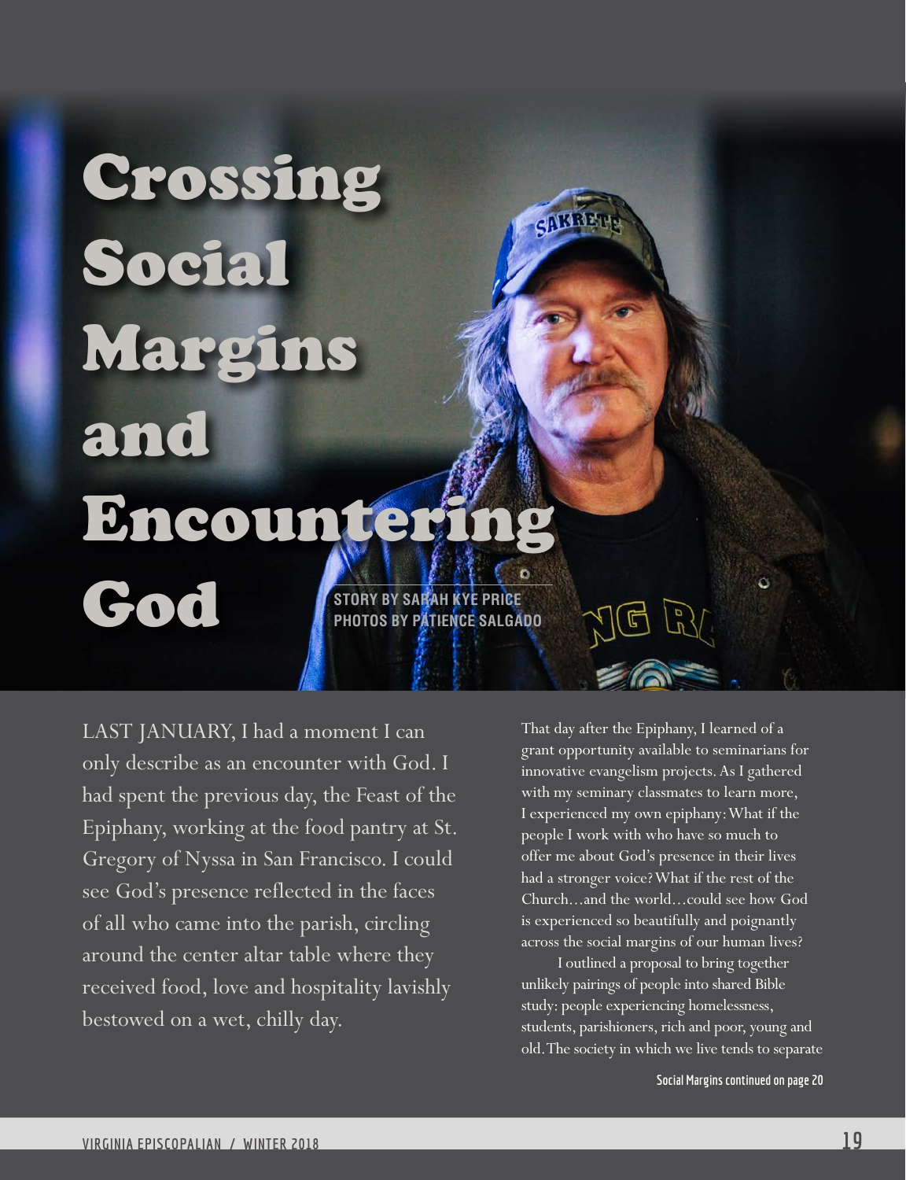# Crossing Social Margins and Encountering God

**STORY BY SARAH KYE PRICE**
**PHOTOS BY PATIENCE SALGADO**

LAST JANUARY, I had a moment I can only describe as an encounter with God. I had spent the previous day, the Feast of the Epiphany, working at the food pantry at St. Gregory of Nyssa in San Francisco. I could see God's presence reflected in the faces of all who came into the parish, circling around the center altar table where they received food, love and hospitality lavishly bestowed on a wet, chilly day.

That day after the Epiphany, I learned of a grant opportunity available to seminarians for innovative evangelism projects. As I gathered with my seminary classmates to learn more, I experienced my own epiphany: What if the people I work with who have so much to offer me about God's presence in their lives had a stronger voice? What if the rest of the Church…and the world…could see how God is experienced so beautifully and poignantly across the social margins of our human lives?

I outlined a proposal to bring together unlikely pairings of people into shared Bible study: people experiencing homelessness, students, parishioners, rich and poor, young and old. The society in which we live tends to separate

Social Margins continued on page 20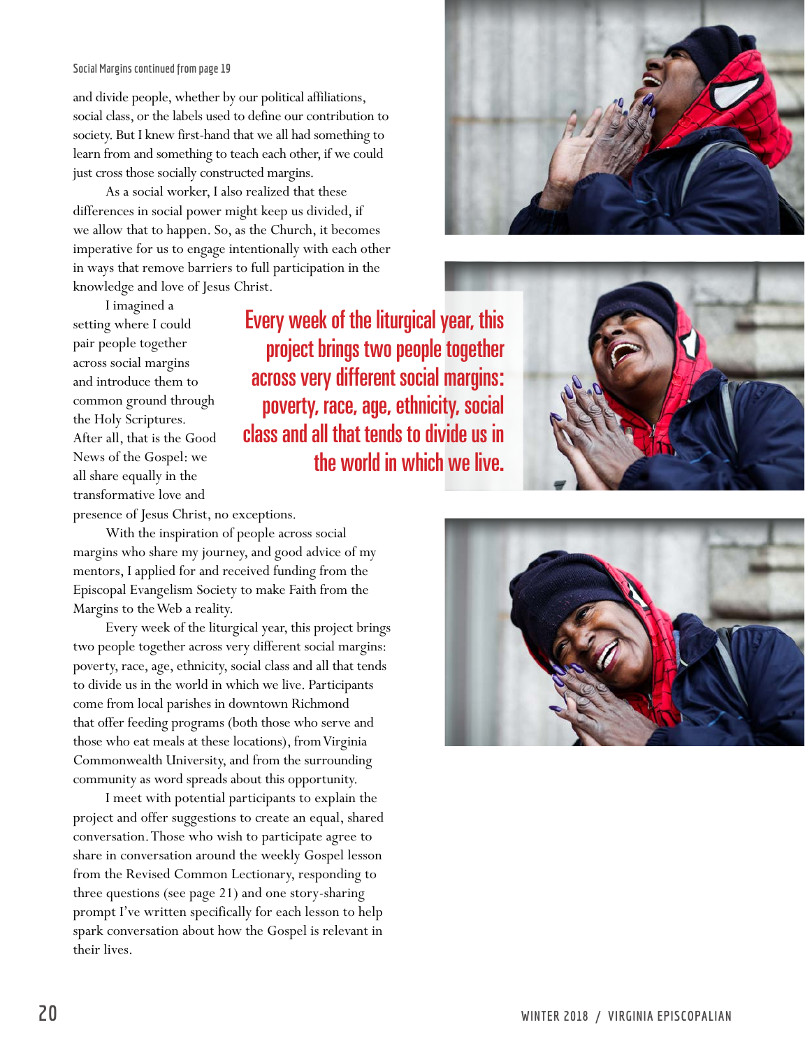Social Margins continued from page 19

and divide people, whether by our political affiliations, social class, or the labels used to define our contribution to society. But I knew first-hand that we all had something to learn from and something to teach each other, if we could just cross those socially constructed margins.

As a social worker, I also realized that these differences in social power might keep us divided, if we allow that to happen. So, as the Church, it becomes imperative for us to engage intentionally with each other in ways that remove barriers to full participation in the knowledge and love of Jesus Christ.

I imagined a setting where I could pair people together across social margins and introduce them to common ground through the Holy Scriptures. After all, that is the Good News of the Gospel: we all share equally in the transformative love and presence of Jesus Christ, no exceptions.

> Every week of the liturgical year, this project brings two people together across very different social margins: poverty, race, age, ethnicity, social class and all that tends to divide us in the world in which we live.

With the inspiration of people across social margins who share my journey, and good advice of my mentors, I applied for and received funding from the Episcopal Evangelism Society to make Faith from the Margins to the Web a reality.

Every week of the liturgical year, this project brings two people together across very different social margins: poverty, race, age, ethnicity, social class and all that tends to divide us in the world in which we live. Participants come from local parishes in downtown Richmond that offer feeding programs (both those who serve and those who eat meals at these locations), from Virginia Commonwealth University, and from the surrounding community as word spreads about this opportunity.

I meet with potential participants to explain the project and offer suggestions to create an equal, shared conversation. Those who wish to participate agree to share in conversation around the weekly Gospel lesson from the Revised Common Lectionary, responding to three questions (see page 21) and one story-sharing prompt I've written specifically for each lesson to help spark conversation about how the Gospel is relevant in their lives.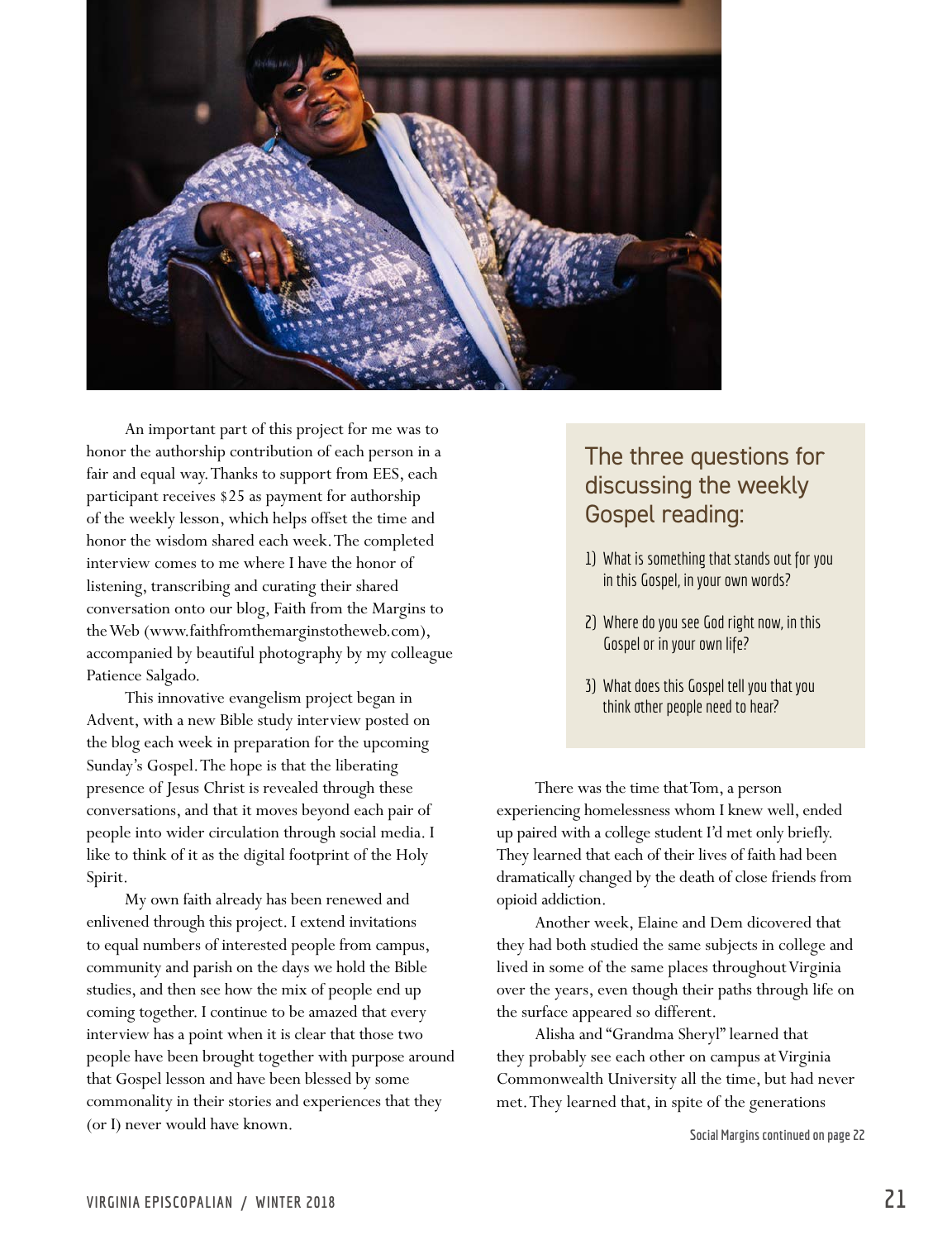An important part of this project for me was to honor the authorship contribution of each person in a fair and equal way. Thanks to support from EES, each participant receives $25 as payment for authorship of the weekly lesson, which helps offset the time and honor the wisdom shared each week. The completed interview comes to me where I have the honor of listening, transcribing and curating their shared conversation onto our blog, Faith from the Margins to the Web (www.faithfromthemarginstotheweb.com), accompanied by beautiful photography by my colleague Patience Salgado.

This innovative evangelism project began in Advent, with a new Bible study interview posted on the blog each week in preparation for the upcoming Sunday's Gospel. The hope is that the liberating presence of Jesus Christ is revealed through these conversations, and that it moves beyond each pair of people into wider circulation through social media. I like to think of it as the digital footprint of the Holy Spirit.

My own faith already has been renewed and enlivened through this project. I extend invitations to equal numbers of interested people from campus, community and parish on the days we hold the Bible studies, and then see how the mix of people end up coming together. I continue to be amazed that every interview has a point when it is clear that those two people have been brought together with purpose around that Gospel lesson and have been blessed by some commonality in their stories and experiences that they (or I) never would have known.

## The three questions for discussing the weekly Gospel reading:

1) What is something that stands out for you in this Gospel, in your own words?
2) Where do you see God right now, in this Gospel or in your own life?
3) What does this Gospel tell you that you think other people need to hear?

There was the time that Tom, a person experiencing homelessness whom I knew well, ended up paired with a college student I'd met only briefly. They learned that each of their lives of faith had been dramatically changed by the death of close friends from opioid addiction.

Another week, Elaine and Dem dicovered that they had both studied the same subjects in college and lived in some of the same places throughout Virginia over the years, even though their paths through life on the surface appeared so different.

Alisha and "Grandma Sheryl" learned that they probably see each other on campus at Virginia Commonwealth University all the time, but had never met. They learned that, in spite of the generations

Social Margins continued on page 22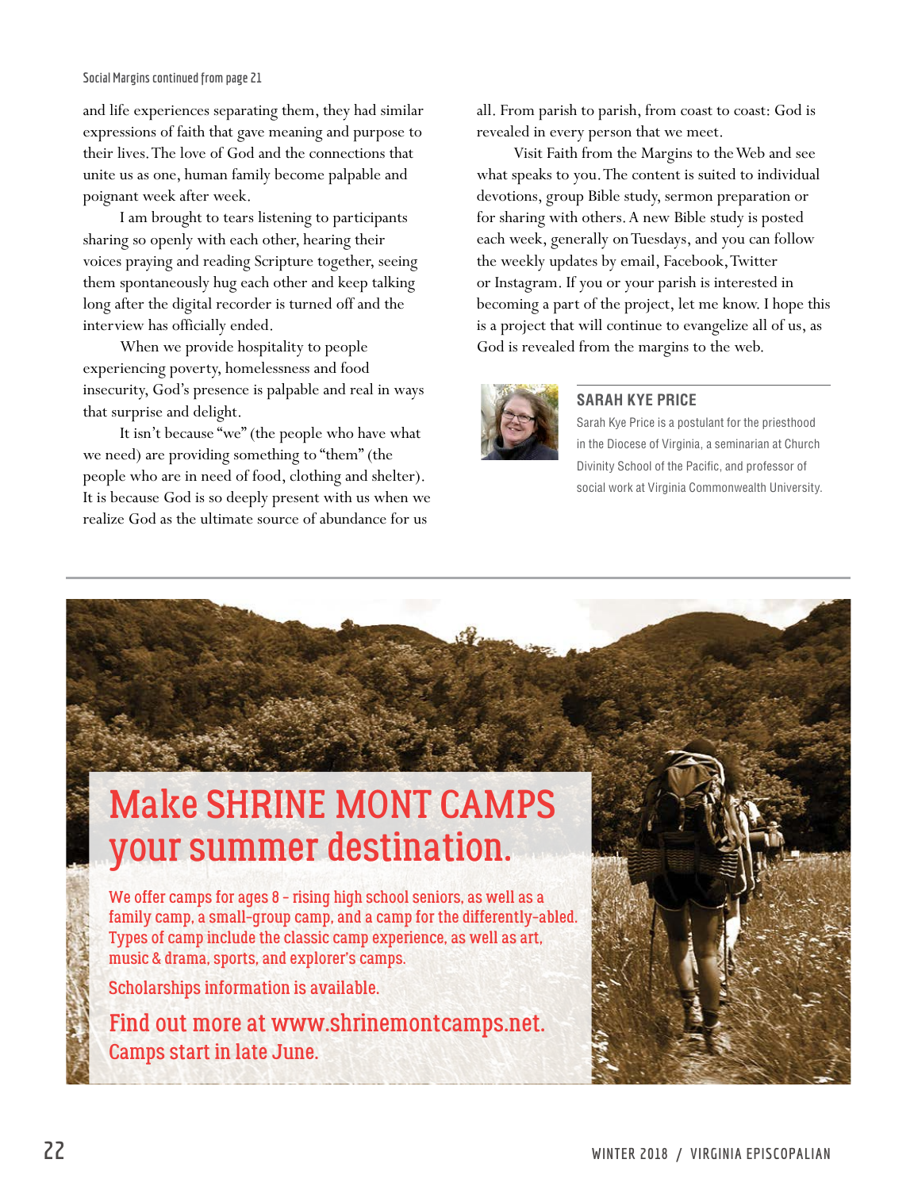Social Margins continued from page 21

and life experiences separating them, they had similar expressions of faith that gave meaning and purpose to their lives. The love of God and the connections that unite us as one, human family become palpable and poignant week after week.

I am brought to tears listening to participants sharing so openly with each other, hearing their voices praying and reading Scripture together, seeing them spontaneously hug each other and keep talking long after the digital recorder is turned off and the interview has officially ended.

When we provide hospitality to people experiencing poverty, homelessness and food insecurity, God's presence is palpable and real in ways that surprise and delight.

It isn't because "we" (the people who have what we need) are providing something to "them" (the people who are in need of food, clothing and shelter). It is because God is so deeply present with us when we realize God as the ultimate source of abundance for us all. From parish to parish, from coast to coast: God is revealed in every person that we meet.

Visit Faith from the Margins to the Web and see what speaks to you. The content is suited to individual devotions, group Bible study, sermon preparation or for sharing with others. A new Bible study is posted each week, generally on Tuesdays, and you can follow the weekly updates by email, Facebook, Twitter or Instagram. If you or your parish is interested in becoming a part of the project, let me know. I hope this is a project that will continue to evangelize all of us, as God is revealed from the margins to the web.

**SARAH KYE PRICE**

Sarah Kye Price is a postulant for the priesthood in the Diocese of Virginia, a seminarian at Church Divinity School of the Pacific, and professor of social work at Virginia Commonwealth University.

# Make SHRINE MONT CAMPS your summer destination.

We offer camps for ages 8 - rising high school seniors, as well as a family camp, a small-group camp, and a camp for the differently-abled. Types of camp include the classic camp experience, as well as art, music & drama, sports, and explorer's camps.

Scholarships information is available.

**Find out more at www.shrinemontcamps.net.**
Camps start in late June.